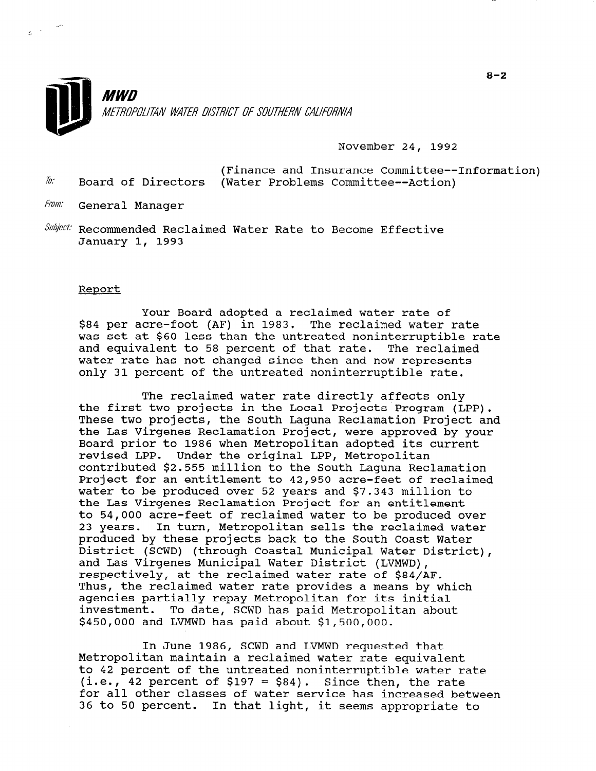8-2

**MWD**

*METROPOLITAN WATER DISTRICT OF SOUTHERN CALIFORNIA*

November 24, 1992

To: Board of Directors (Finance and Insurance Committee--Information) (Water Problems Committee--Action)

From: General Manager

Subject: Recommended Reclaimed Water Rate to Become Effective January 1, 1993

Report

Your Board adopted a reclaimed water rate of \$84 per acre-foot (AF) in 1983. The reclaimed water rate was set at \$60 less than the untreated noninterruptible rate and equivalent to 58 percent of that rate. The reclaimed water rate has not changed since then and now represents only 31 percent of the untreated noninterruptible rate.

The reclaimed water rate directly affects only the first two projects in the Local Projects Program (LPP). These two projects, the South Laguna Reclamation Project and the Las Virgenes Reclamation Project, were approved by your Board prior to 1986 when Metropolitan adopted its current revised LPP. Under the original LPP, Metropolitan contributed \$2.555 million to the South Laguna Reclamation Project for an entitlement to 42,950 acre-feet of reclaimed water to be produced over 52 years and \$7.343 million to the Las Virgenes Reclamation Project for an entitlement to 54,000 acre-feet of reclaimed water to be produced over 23 years. In turn, Metropolitan sells the reclaimed water produced by these projects back to the South Coast Water District (SCWD) (through Coastal Municipal Water District), and Las Virgenes Municipal Water District (LVMWD), respectively, at the reclaimed water rate of \$84/AF. Thus, the reclaimed water rate provides a means by which agencies partially repay Metropolitan for its initial investment. To date, SCWD has paid Metropolitan about \$450,000 and LVMWD has paid about \$1,500,000.

In June 1986, SCWD and LVMWD requested that Metropolitan maintain a reclaimed water rate equivalent to 42 percent of the untreated noninterruptible water rate (i.e., 42 percent of \$197 = \$84). Since then, the rate for all other classes of water service has increased between 36 to 50 percent. In that light, it seems appropriate to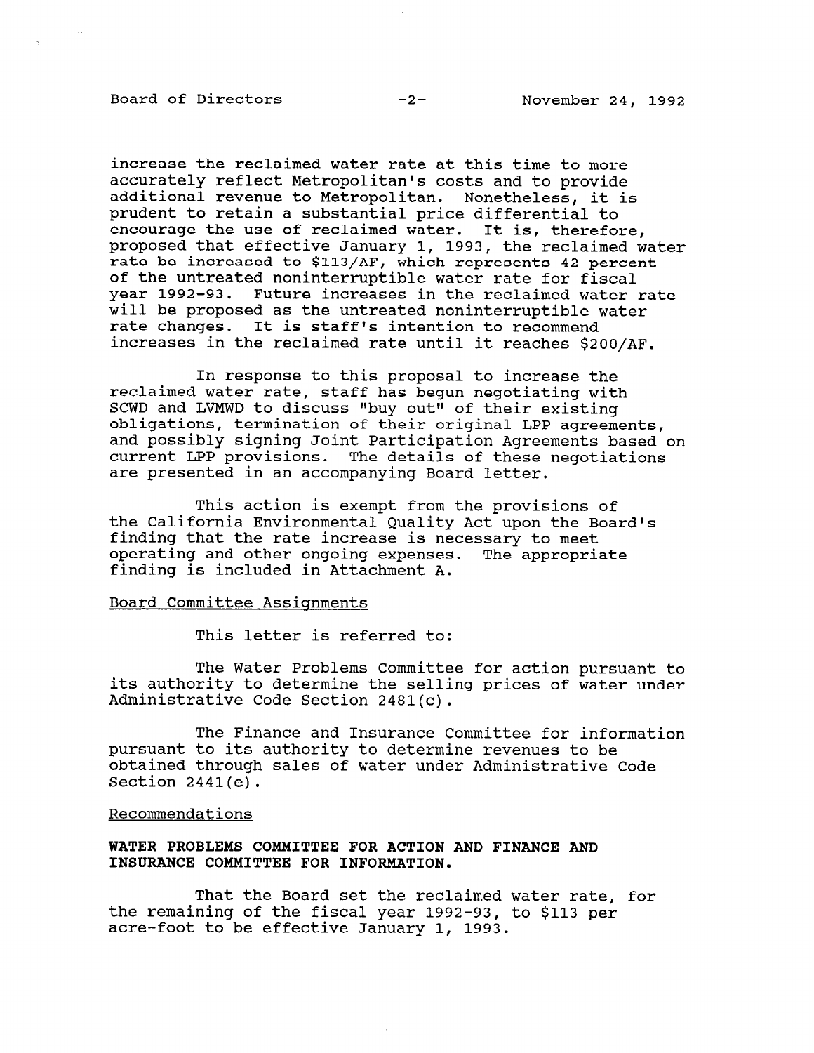increase the reclaimed water rate at this time to more accurately reflect Metropolitan's costs and to provide additional revenue to Metropolitan. Nonetheless, it is prudent to retain a substantial price differential to encourage the use of reclaimed water. It is, therefore, proposed that effective January 1, 1993, the reclaimed water rate be increased to $113/AF, which represents 42 percent of the untreated noninterruptible water rate for fiscal year 1992-93. Future increases in the reclaimed water rate will be proposed as the untreated noninterruptible water rate changes. It is staff's intention to recommend increases in the reclaimed rate until it reaches $200/AF.

In response to this proposal to increase the reclaimed water rate, staff has begun negotiating with SCWD and LVMWD to discuss "buy out" of their existing obligations, termination of their original LPP agreements, and possibly signing Joint Participation Agreements based on current LPP provisions. The details of these negotiations are presented in an accompanying Board letter.

This action is exempt from the provisions of the California Environmental Quality Act upon the Board's finding that the rate increase is necessary to meet operating and other ongoing expenses. The appropriate finding is included in Attachment A.

Board Committee Assignments

This letter is referred to:

The Water Problems Committee for action pursuant to its authority to determine the selling prices of water under Administrative Code Section 2481(c).

The Finance and Insurance Committee for information pursuant to its authority to determine revenues to be obtained through sales of water under Administrative Code Section 2441(e).

Recommendations

**WATER PROBLEMS COMMITTEE FOR ACTION AND FINANCE AND INSURANCE COMMITTEE FOR INFORMATION.**

That the Board set the reclaimed water rate, for the remaining of the fiscal year 1992-93, to $113 per acre-foot to be effective January 1, 1993.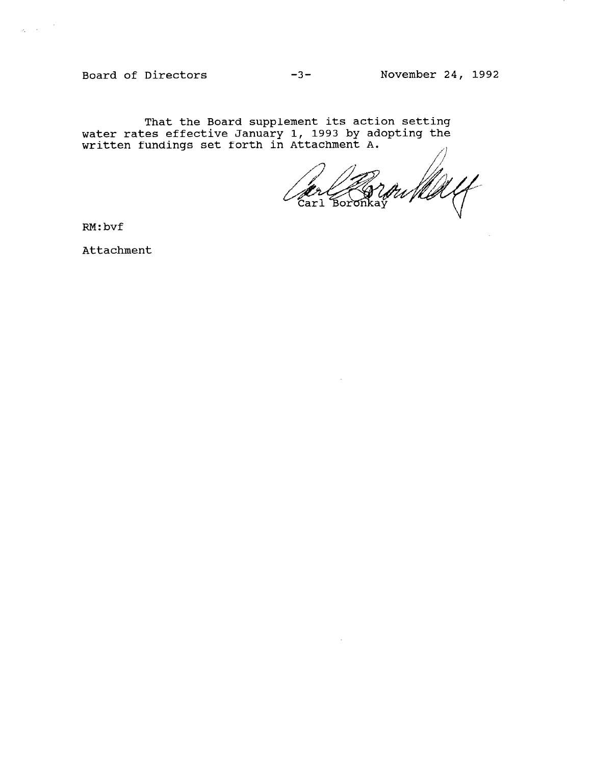That the Board supplement its action setting water rates effective January 1, 1993 by adopting the written fundings set forth in Attachment A.

Carl Boronkay

RM:bvf

Attachment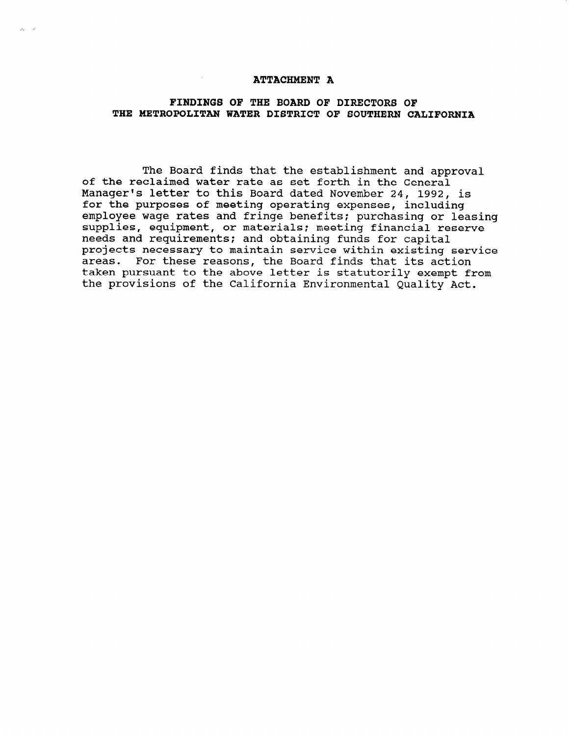# ATTACHMENT A

## FINDINGS OF THE BOARD OF DIRECTORS OF THE METROPOLITAN WATER DISTRICT OF SOUTHERN CALIFORNIA

The Board finds that the establishment and approval of the reclaimed water rate as set forth in the General Manager's letter to this Board dated November 24, 1992, is for the purposes of meeting operating expenses, including employee wage rates and fringe benefits; purchasing or leasing supplies, equipment, or materials; meeting financial reserve needs and requirements; and obtaining funds for capital projects necessary to maintain service within existing service areas. For these reasons, the Board finds that its action taken pursuant to the above letter is statutorily exempt from the provisions of the California Environmental Quality Act.